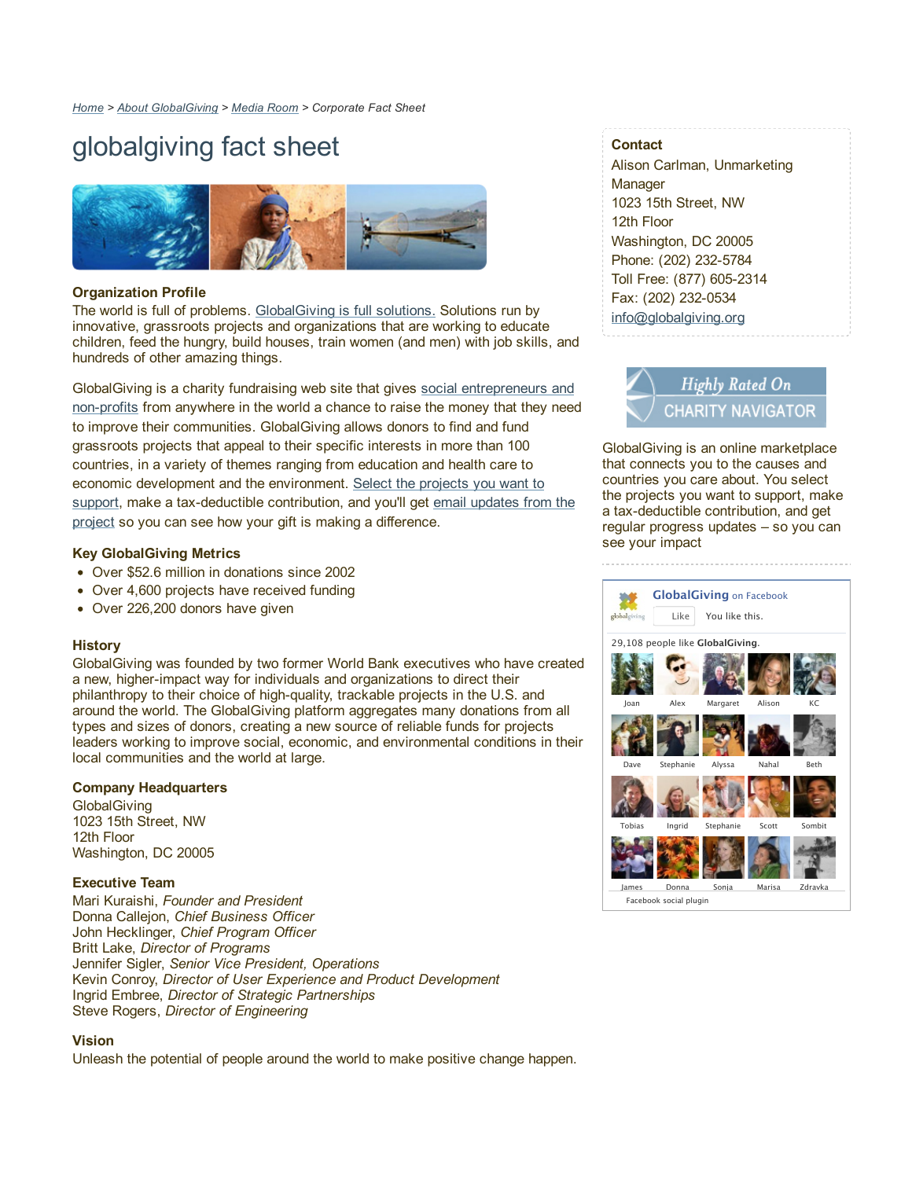Home > About GlobalGiving > Media Room > Corporate Fact Sheet

# globalgiving fact sheet

### Organization Profile

The world is full of problems. GlobalGiving is full solutions. Solutions run by innovative, grassroots projects and organizations that are working to educate children, feed the hungry, build houses, train women (and men) with job skills, and hundreds of other amazing things.

GlobalGiving is a charity fundraising web site that gives social entrepreneurs and non-profits from anywhere in the world a chance to raise the money that they need to improve their communities. GlobalGiving allows donors to find and fund grassroots projects that appeal to their specific interests in more than 100 countries, in a variety of themes ranging from education and health care to economic development and the environment. Select the projects you want to support, make a tax-deductible contribution, and you'll get email updates from the project so you can see how your gift is making a difference.

### Key GlobalGiving Metrics

- Over $52.6 million in donations since 2002
- Over 4,600 projects have received funding
- Over 226,200 donors have given

### History

GlobalGiving was founded by two former World Bank executives who have created a new, higher-impact way for individuals and organizations to direct their philanthropy to their choice of high-quality, trackable projects in the U.S. and around the world. The GlobalGiving platform aggregates many donations from all types and sizes of donors, creating a new source of reliable funds for projects leaders working to improve social, economic, and environmental conditions in their local communities and the world at large.

### Company Headquarters

GlobalGiving
1023 15th Street, NW
12th Floor
Washington, DC 20005

### Executive Team

Mari Kuraishi, *Founder and President*
Donna Callejon, *Chief Business Officer*
John Hecklinger, *Chief Program Officer*
Britt Lake, *Director of Programs*
Jennifer Sigler, *Senior Vice President, Operations*
Kevin Conroy, *Director of User Experience and Product Development*
Ingrid Embree, *Director of Strategic Partnerships*
Steve Rogers, *Director of Engineering*

### Vision

Unleash the potential of people around the world to make positive change happen.

### Contact

Alison Carlman, Unmarketing Manager
1023 15th Street, NW
12th Floor
Washington, DC 20005
Phone: (202) 232-5784
Toll Free: (877) 605-2314
Fax: (202) 232-0534
info@globalgiving.org

Highly Rated On CHARITY NAVIGATOR

GlobalGiving is an online marketplace that connects you to the causes and countries you care about. You select the projects you want to support, make a tax-deductible contribution, and get regular progress updates – so you can see your impact

GlobalGiving on Facebook
Like You like this.

29,108 people like GlobalGiving.

Joan, Alex, Margaret, Alison, KC, Dave, Stephanie, Alyssa, Nahal, Beth, Tobias, Ingrid, Stephanie, Scott, Sombit, James, Donna, Sonja, Marisa, Zdravka

Facebook social plugin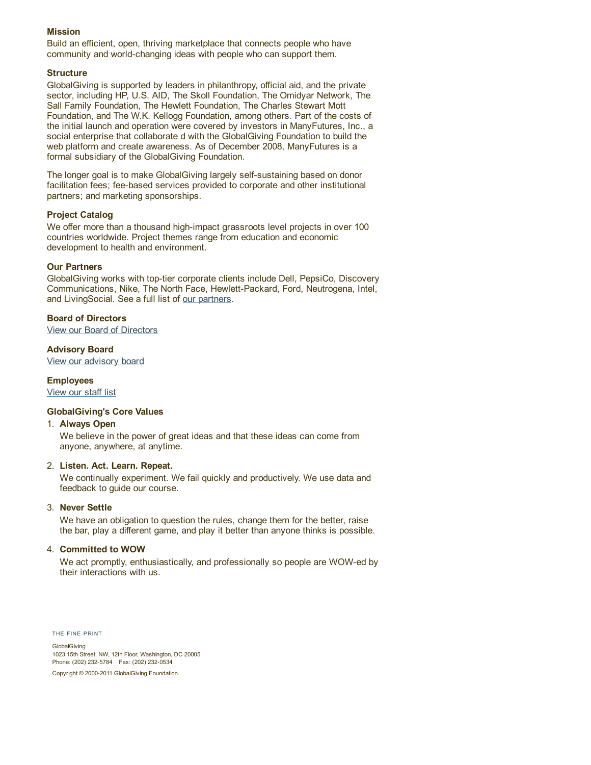**Mission**

Build an efficient, open, thriving marketplace that connects people who have community and world-changing ideas with people who can support them.

**Structure**

GlobalGiving is supported by leaders in philanthropy, official aid, and the private sector, including HP, U.S. AID, The Skoll Foundation, The Omidyar Network, The Sall Family Foundation, The Hewlett Foundation, The Charles Stewart Mott Foundation, and The W.K. Kellogg Foundation, among others. Part of the costs of the initial launch and operation were covered by investors in ManyFutures, Inc., a social enterprise that collaborate d with the GlobalGiving Foundation to build the web platform and create awareness. As of December 2008, ManyFutures is a formal subsidiary of the GlobalGiving Foundation.

The longer goal is to make GlobalGiving largely self-sustaining based on donor facilitation fees; fee-based services provided to corporate and other institutional partners; and marketing sponsorships.

**Project Catalog**

We offer more than a thousand high-impact grassroots level projects in over 100 countries worldwide. Project themes range from education and economic development to health and environment.

**Our Partners**

GlobalGiving works with top-tier corporate clients include Dell, PepsiCo, Discovery Communications, Nike, The North Face, Hewlett-Packard, Ford, Neutrogena, Intel, and LivingSocial. See a full list of our partners.

**Board of Directors**

View our Board of Directors

**Advisory Board**

View our advisory board

**Employees**

View our staff list

**GlobalGiving's Core Values**

1. **Always Open**

   We believe in the power of great ideas and that these ideas can come from anyone, anywhere, at anytime.

2. **Listen. Act. Learn. Repeat.**

   We continually experiment. We fail quickly and productively. We use data and feedback to guide our course.

3. **Never Settle**

   We have an obligation to question the rules, change them for the better, raise the bar, play a different game, and play it better than anyone thinks is possible.

4. **Committed to WOW**

   We act promptly, enthusiastically, and professionally so people are WOW-ed by their interactions with us.

THE FINE PRINT

GlobalGiving
1023 15th Street, NW, 12th Floor, Washington, DC 20005
Phone: (202) 232-5784 Fax: (202) 232-0534

Copyright © 2000-2011 GlobalGiving Foundation.